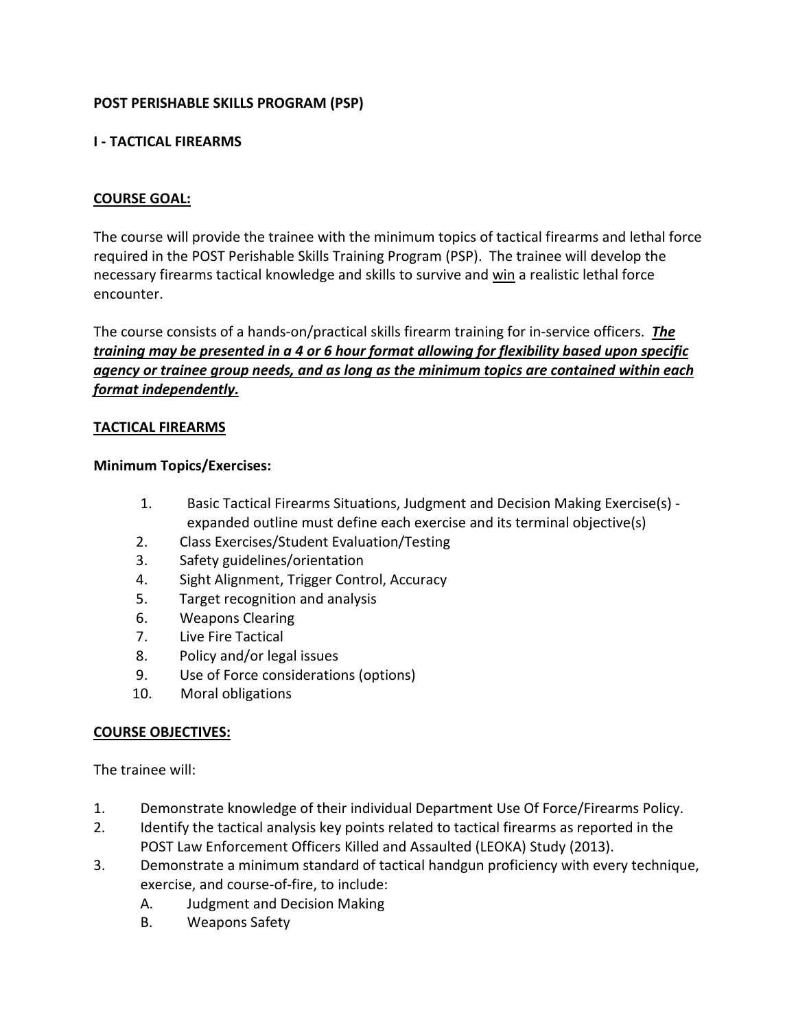**POST PERISHABLE SKILLS PROGRAM (PSP)**

**I - TACTICAL FIREARMS**

## COURSE GOAL:

The course will provide the trainee with the minimum topics of tactical firearms and lethal force required in the POST Perishable Skills Training Program (PSP). The trainee will develop the necessary firearms tactical knowledge and skills to survive and win a realistic lethal force encounter.

The course consists of a hands-on/practical skills firearm training for in-service officers. ***The training may be presented in a 4 or 6 hour format allowing for flexibility based upon specific agency or trainee group needs, and as long as the minimum topics are contained within each format independently.***

## TACTICAL FIREARMS

**Minimum Topics/Exercises:**

1. Basic Tactical Firearms Situations, Judgment and Decision Making Exercise(s) - expanded outline must define each exercise and its terminal objective(s)
2. Class Exercises/Student Evaluation/Testing
3. Safety guidelines/orientation
4. Sight Alignment, Trigger Control, Accuracy
5. Target recognition and analysis
6. Weapons Clearing
7. Live Fire Tactical
8. Policy and/or legal issues
9. Use of Force considerations (options)
10. Moral obligations

## COURSE OBJECTIVES:

The trainee will:

1. Demonstrate knowledge of their individual Department Use Of Force/Firearms Policy.
2. Identify the tactical analysis key points related to tactical firearms as reported in the POST Law Enforcement Officers Killed and Assaulted (LEOKA) Study (2013).
3. Demonstrate a minimum standard of tactical handgun proficiency with every technique, exercise, and course-of-fire, to include:
   A. Judgment and Decision Making
   B. Weapons Safety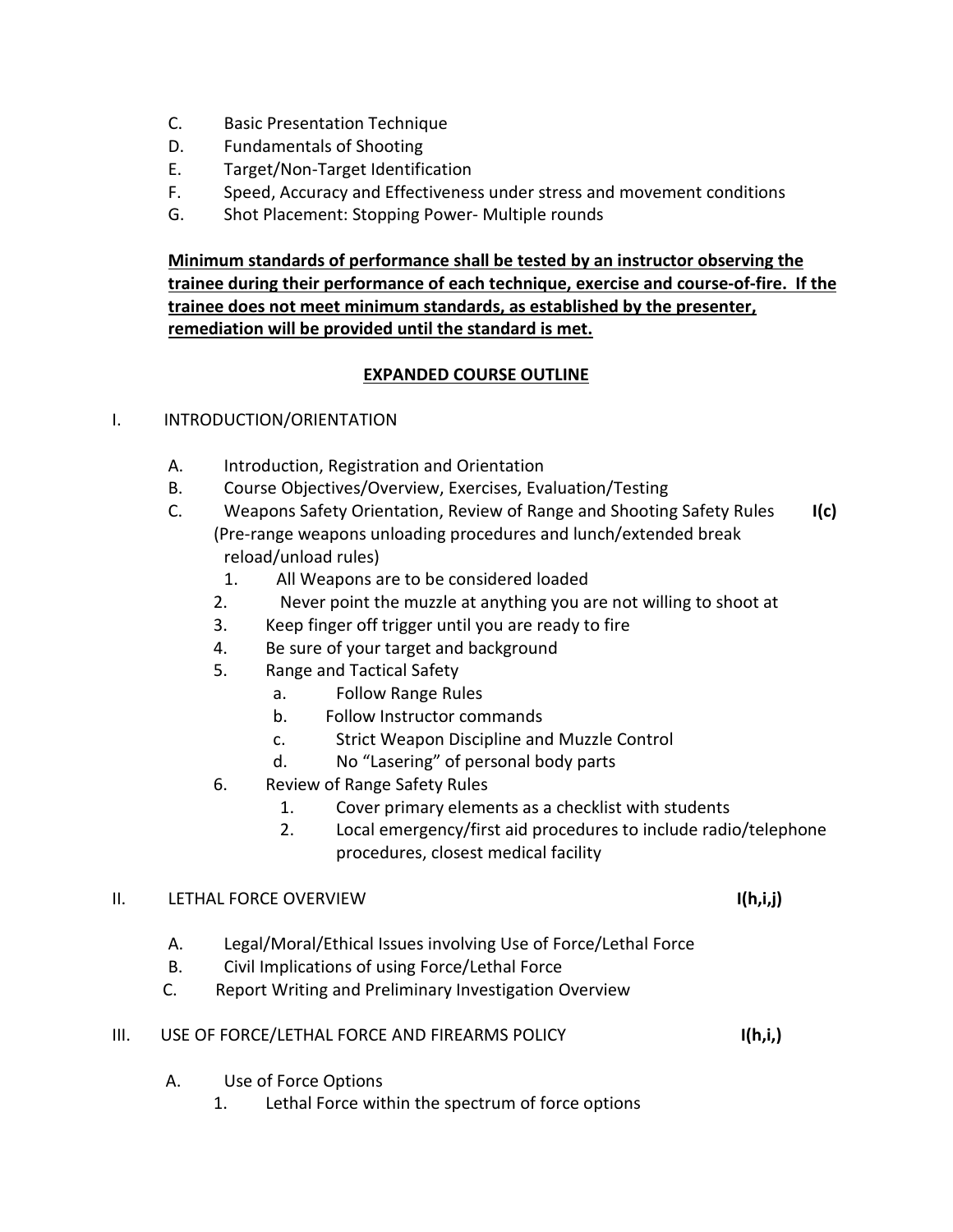C. Basic Presentation Technique
D. Fundamentals of Shooting
E. Target/Non-Target Identification
F. Speed, Accuracy and Effectiveness under stress and movement conditions
G. Shot Placement: Stopping Power- Multiple rounds

**<u>Minimum standards of performance shall be tested by an instructor observing the trainee during their performance of each technique, exercise and course-of-fire. If the trainee does not meet minimum standards, as established by the presenter, remediation will be provided until the standard is met.</u>**

## EXPANDED COURSE OUTLINE

I. INTRODUCTION/ORIENTATION

- A. Introduction, Registration and Orientation
- B. Course Objectives/Overview, Exercises, Evaluation/Testing
- C. Weapons Safety Orientation, Review of Range and Shooting Safety Rules **I(c)**
  (Pre-range weapons unloading procedures and lunch/extended break reload/unload rules)
  1. All Weapons are to be considered loaded
  2. Never point the muzzle at anything you are not willing to shoot at
  3. Keep finger off trigger until you are ready to fire
  4. Be sure of your target and background
  5. Range and Tactical Safety
     - a. Follow Range Rules
     - b. Follow Instructor commands
     - c. Strict Weapon Discipline and Muzzle Control
     - d. No "Lasering" of personal body parts
  6. Review of Range Safety Rules
     1. Cover primary elements as a checklist with students
     2. Local emergency/first aid procedures to include radio/telephone procedures, closest medical facility

II. LETHAL FORCE OVERVIEW **I(h,i,j)**

- A. Legal/Moral/Ethical Issues involving Use of Force/Lethal Force
- B. Civil Implications of using Force/Lethal Force
- C. Report Writing and Preliminary Investigation Overview

III. USE OF FORCE/LETHAL FORCE AND FIREARMS POLICY **I(h,i,)**

- A. Use of Force Options
  1. Lethal Force within the spectrum of force options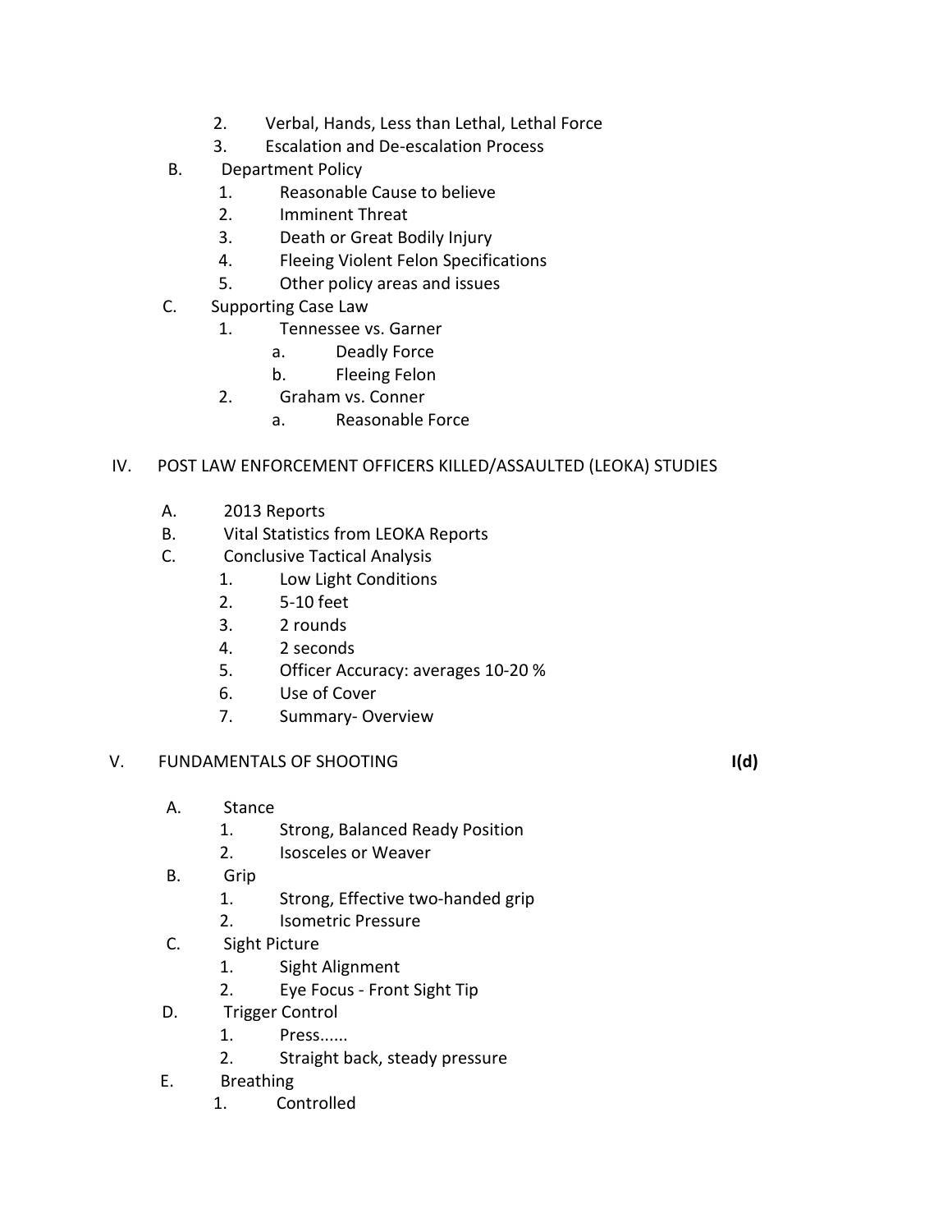2. Verbal, Hands, Less than Lethal, Lethal Force
   3. Escalation and De-escalation Process

B. Department Policy
   1. Reasonable Cause to believe
   2. Imminent Threat
   3. Death or Great Bodily Injury
   4. Fleeing Violent Felon Specifications
   5. Other policy areas and issues

C. Supporting Case Law
   1. Tennessee vs. Garner
      a. Deadly Force
      b. Fleeing Felon
   2. Graham vs. Conner
      a. Reasonable Force

IV. POST LAW ENFORCEMENT OFFICERS KILLED/ASSAULTED (LEOKA) STUDIES

A. 2013 Reports

B. Vital Statistics from LEOKA Reports

C. Conclusive Tactical Analysis
   1. Low Light Conditions
   2. 5-10 feet
   3. 2 rounds
   4. 2 seconds
   5. Officer Accuracy: averages 10-20 %
   6. Use of Cover
   7. Summary- Overview

V. FUNDAMENTALS OF SHOOTING **I(d)**

A. Stance
   1. Strong, Balanced Ready Position
   2. Isosceles or Weaver

B. Grip
   1. Strong, Effective two-handed grip
   2. Isometric Pressure

C. Sight Picture
   1. Sight Alignment
   2. Eye Focus - Front Sight Tip

D. Trigger Control
   1. Press......
   2. Straight back, steady pressure

E. Breathing
   1. Controlled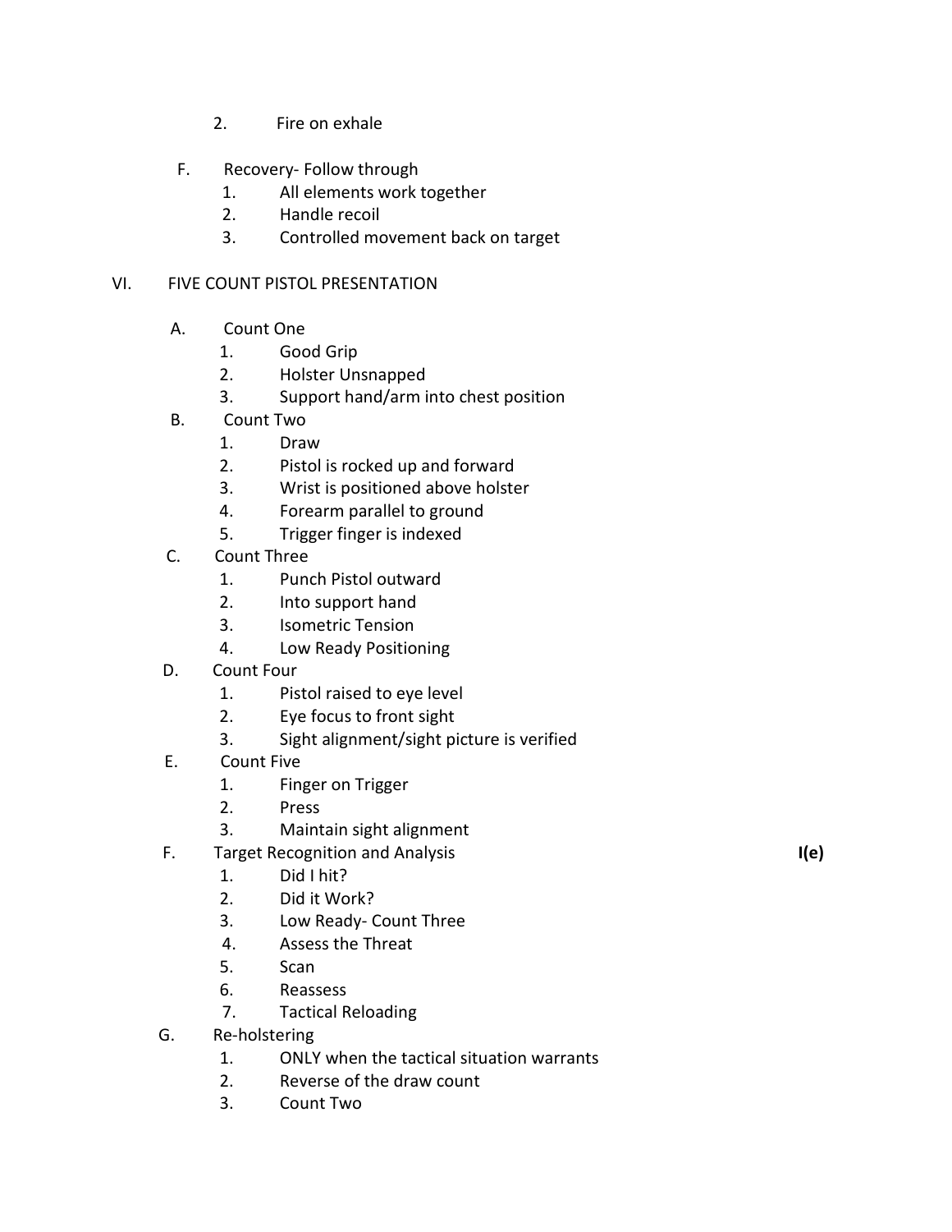2. Fire on exhale

F. Recovery- Follow through
   1. All elements work together
   2. Handle recoil
   3. Controlled movement back on target

VI. FIVE COUNT PISTOL PRESENTATION

A. Count One
   1. Good Grip
   2. Holster Unsnapped
   3. Support hand/arm into chest position

B. Count Two
   1. Draw
   2. Pistol is rocked up and forward
   3. Wrist is positioned above holster
   4. Forearm parallel to ground
   5. Trigger finger is indexed

C. Count Three
   1. Punch Pistol outward
   2. Into support hand
   3. Isometric Tension
   4. Low Ready Positioning

D. Count Four
   1. Pistol raised to eye level
   2. Eye focus to front sight
   3. Sight alignment/sight picture is verified

E. Count Five
   1. Finger on Trigger
   2. Press
   3. Maintain sight alignment

F. Target Recognition and Analysis **I(e)**
   1. Did I hit?
   2. Did it Work?
   3. Low Ready- Count Three
   4. Assess the Threat
   5. Scan
   6. Reassess
   7. Tactical Reloading

G. Re-holstering
   1. ONLY when the tactical situation warrants
   2. Reverse of the draw count
   3. Count Two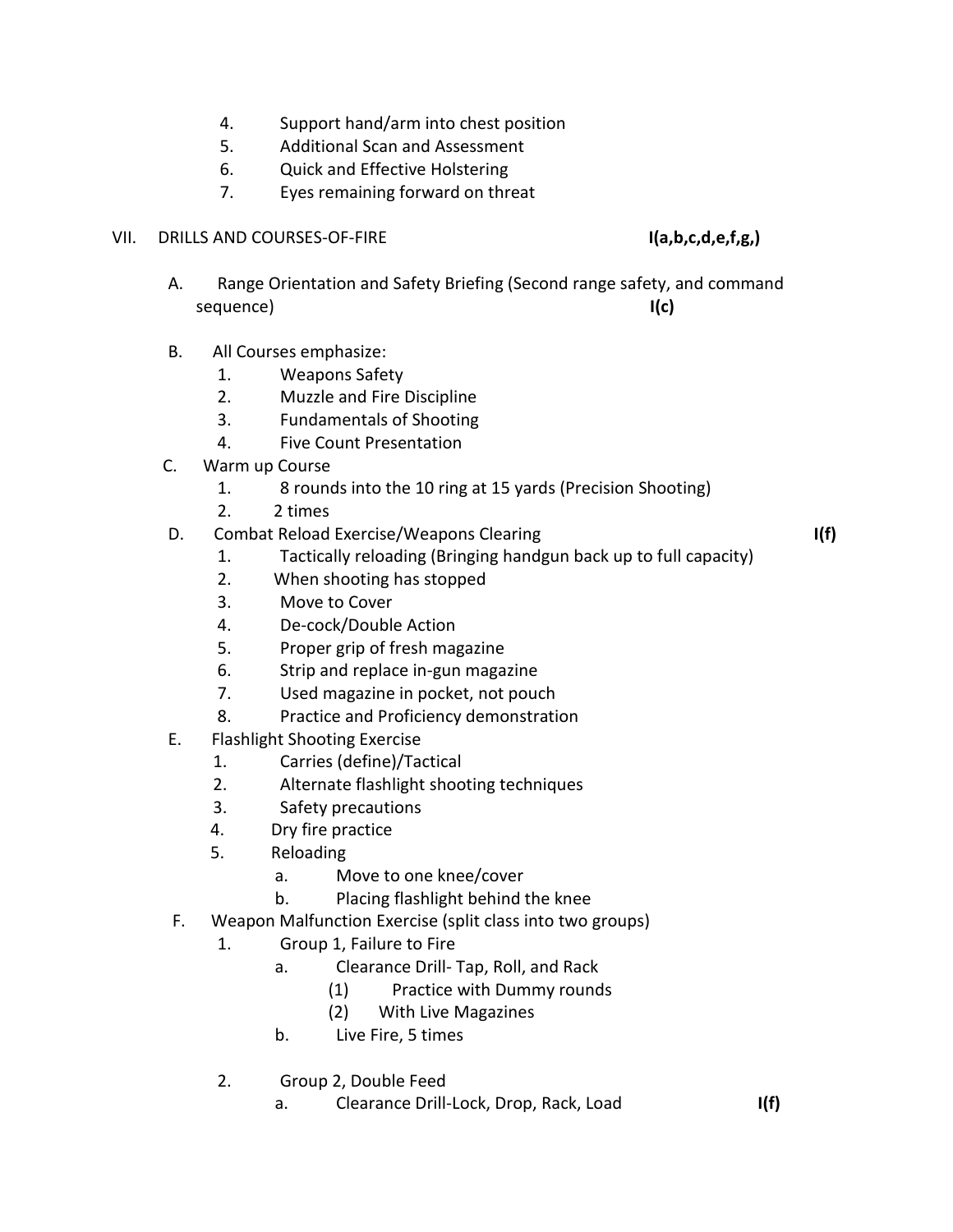4. Support hand/arm into chest position
5. Additional Scan and Assessment
6. Quick and Effective Holstering
7. Eyes remaining forward on threat

VII. DRILLS AND COURSES-OF-FIRE **I(a,b,c,d,e,f,g,)**

A. Range Orientation and Safety Briefing (Second range safety, and command sequence) **I(c)**

B. All Courses emphasize:
   1. Weapons Safety
   2. Muzzle and Fire Discipline
   3. Fundamentals of Shooting
   4. Five Count Presentation

C. Warm up Course
   1. 8 rounds into the 10 ring at 15 yards (Precision Shooting)
   2. 2 times

D. Combat Reload Exercise/Weapons Clearing **I(f)**
   1. Tactically reloading (Bringing handgun back up to full capacity)
   2. When shooting has stopped
   3. Move to Cover
   4. De-cock/Double Action
   5. Proper grip of fresh magazine
   6. Strip and replace in-gun magazine
   7. Used magazine in pocket, not pouch
   8. Practice and Proficiency demonstration

E. Flashlight Shooting Exercise
   1. Carries (define)/Tactical
   2. Alternate flashlight shooting techniques
   3. Safety precautions
   4. Dry fire practice
   5. Reloading
      a. Move to one knee/cover
      b. Placing flashlight behind the knee

F. Weapon Malfunction Exercise (split class into two groups)
   1. Group 1, Failure to Fire
      a. Clearance Drill- Tap, Roll, and Rack
         (1) Practice with Dummy rounds
         (2) With Live Magazines
      b. Live Fire, 5 times

   2. Group 2, Double Feed
      a. Clearance Drill-Lock, Drop, Rack, Load **I(f)**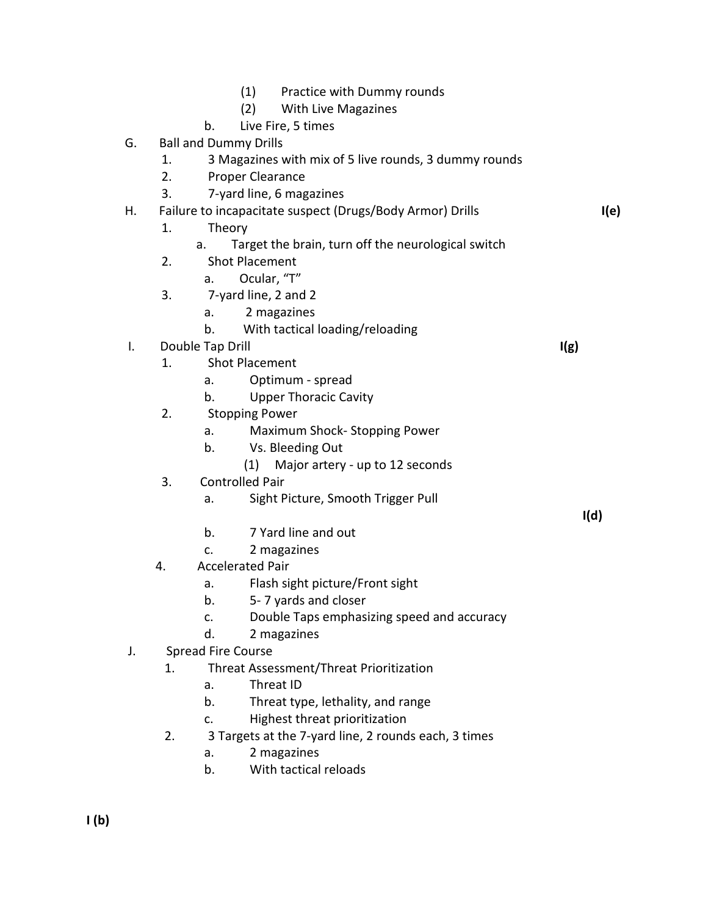(1) Practice with Dummy rounds
            (2) With Live Magazines
        b. Live Fire, 5 times

G. Ball and Dummy Drills
    1. 3 Magazines with mix of 5 live rounds, 3 dummy rounds
    2. Proper Clearance
    3. 7-yard line, 6 magazines

H. Failure to incapacitate suspect (Drugs/Body Armor) Drills **I(e)**
    1. Theory
        a. Target the brain, turn off the neurological switch
    2. Shot Placement
        a. Ocular, "T"
    3. 7-yard line, 2 and 2
        a. 2 magazines
        b. With tactical loading/reloading

I. Double Tap Drill **I(g)**
    1. Shot Placement
        a. Optimum - spread
        b. Upper Thoracic Cavity
    2. Stopping Power
        a. Maximum Shock- Stopping Power
        b. Vs. Bleeding Out
            (1) Major artery - up to 12 seconds
    3. Controlled Pair
        a. Sight Picture, Smooth Trigger Pull **I(d)**
        b. 7 Yard line and out
        c. 2 magazines
    4. Accelerated Pair
        a. Flash sight picture/Front sight
        b. 5- 7 yards and closer
        c. Double Taps emphasizing speed and accuracy
        d. 2 magazines

J. Spread Fire Course
    1. Threat Assessment/Threat Prioritization
        a. Threat ID
        b. Threat type, lethality, and range
        c. Highest threat prioritization
    2. 3 Targets at the 7-yard line, 2 rounds each, 3 times
        a. 2 magazines
        b. With tactical reloads

**I (b)**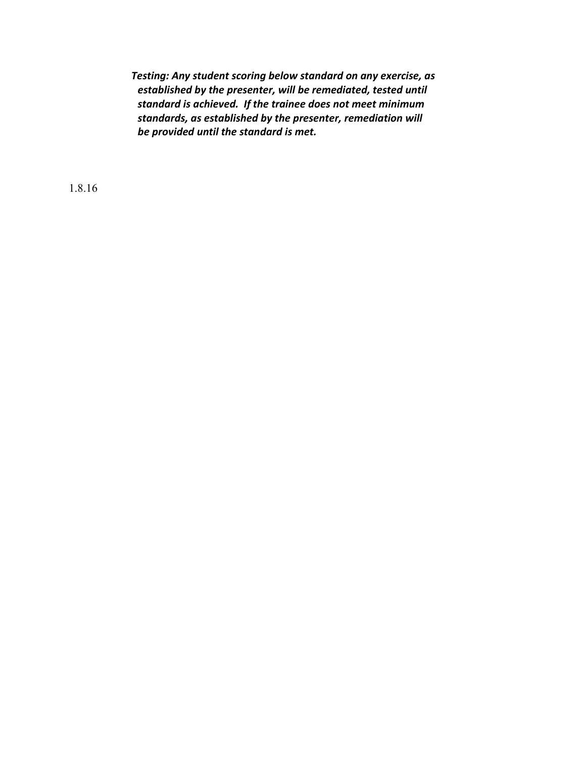***Testing: Any student scoring below standard on any exercise, as established by the presenter, will be remediated, tested until standard is achieved. If the trainee does not meet minimum standards, as established by the presenter, remediation will be provided until the standard is met.***

1.8.16